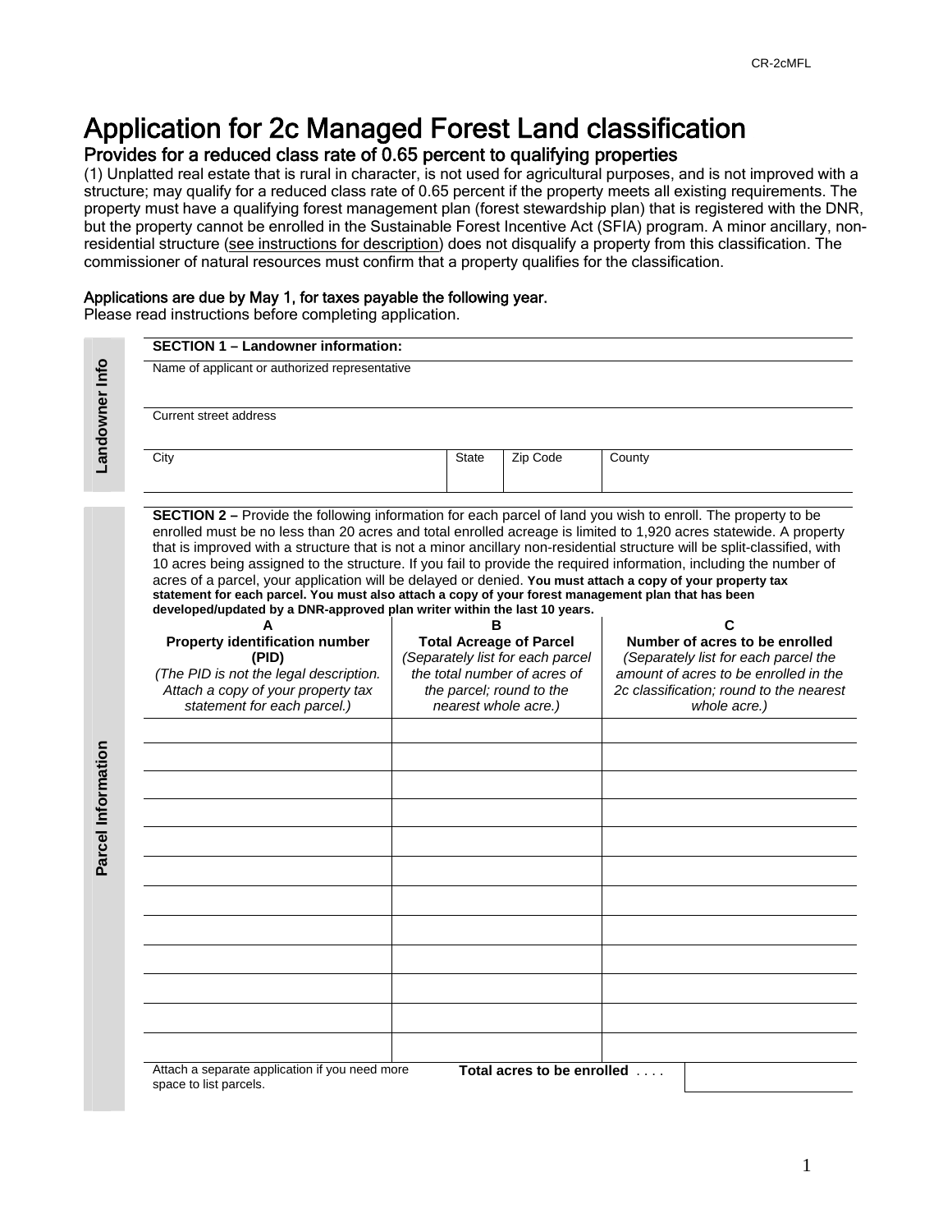CR-2cMFL

# Application for 2c Managed Forest Land classification

## Provides for a reduced class rate of 0.65 percent to qualifying properties

(1) Unplatted real estate that is rural in character, is not used for agricultural purposes, and is not improved with a structure; may qualify for a reduced class rate of 0.65 percent if the property meets all existing requirements. The property must have a qualifying forest management plan (forest stewardship plan) that is registered with the DNR, but the property cannot be enrolled in the Sustainable Forest Incentive Act (SFIA) program. A minor ancillary, non-residential structure (see instructions for description) does not disqualify a property from this classification. The commissioner of natural resources must confirm that a property qualifies for the classification.

**Applications are due by May 1, for taxes payable the following year.**
Please read instructions before completing application.

### Landowner Info

**SECTION 1 – Landowner information:**

Name of applicant or authorized representative

Current street address

| City | State | Zip Code | County |
|---|---|---|---|
| | | | |

### Parcel Information

**SECTION 2 –** Provide the following information for each parcel of land you wish to enroll. The property to be enrolled must be no less than 20 acres and total enrolled acreage is limited to 1,920 acres statewide. A property that is improved with a structure that is not a minor ancillary non-residential structure will be split-classified, with 10 acres being assigned to the structure. If you fail to provide the required information, including the number of acres of a parcel, your application will be delayed or denied. **You must attach a copy of your property tax statement for each parcel. You must also attach a copy of your forest management plan that has been developed/updated by a DNR-approved plan writer within the last 10 years.**

| A<br>**Property identification number (PID)**<br>*(The PID is not the legal description. Attach a copy of your property tax statement for each parcel.)* | B<br>**Total Acreage of Parcel**<br>*(Separately list for each parcel the total number of acres of the parcel; round to the nearest whole acre.)* | C<br>**Number of acres to be enrolled**<br>*(Separately list for each parcel the amount of acres to be enrolled in the 2c classification; round to the nearest whole acre.)* |
|---|---|---|
| | | |
| | | |
| | | |
| | | |
| | | |
| | | |
| | | |
| | | |
| | | |
| | | |
| | | |
| | | |

Attach a separate application if you need more space to list parcels.

**Total acres to be enrolled** . . . . ________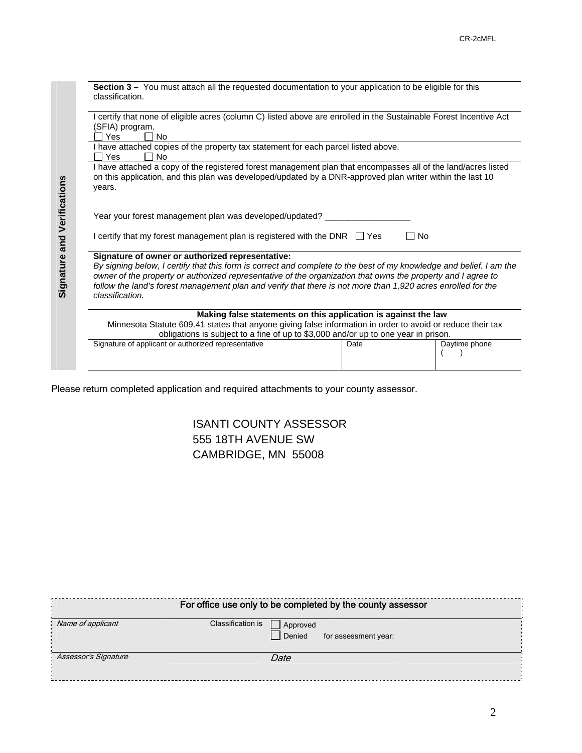**Signature and Verifications**

**Section 3 –** You must attach all the requested documentation to your application to be eligible for this classification.

I certify that none of eligible acres (column C) listed above are enrolled in the Sustainable Forest Incentive Act (SFIA) program.
☐ Yes ☐ No

I have attached copies of the property tax statement for each parcel listed above.
☐ Yes ☐ No

I have attached a copy of the registered forest management plan that encompasses all of the land/acres listed on this application, and this plan was developed/updated by a DNR-approved plan writer within the last 10 years.

Year your forest management plan was developed/updated? __________________

I certify that my forest management plan is registered with the DNR ☐ Yes ☐ No

**Signature of owner or authorized representative:**
*By signing below, I certify that this form is correct and complete to the best of my knowledge and belief. I am the owner of the property or authorized representative of the organization that owns the property and I agree to follow the land's forest management plan and verify that there is not more than 1,920 acres enrolled for the classification.*

**Making false statements on this application is against the law**
Minnesota Statute 609.41 states that anyone giving false information in order to avoid or reduce their tax obligations is subject to a fine of up to $3,000 and/or up to one year in prison.

| Signature of applicant or authorized representative | Date | Daytime phone ( ) |
|---|---|---|
| | | |

Please return completed application and required attachments to your county assessor.

ISANTI COUNTY ASSESSOR
555 18TH AVENUE SW
CAMBRIDGE, MN 55008

**For office use only to be completed by the county assessor**

| *Name of applicant* | Classification is | ☐ Approved ☐ Denied for assessment year: |
|---|---|---|
| *Assessor's Signature* | *Date* | |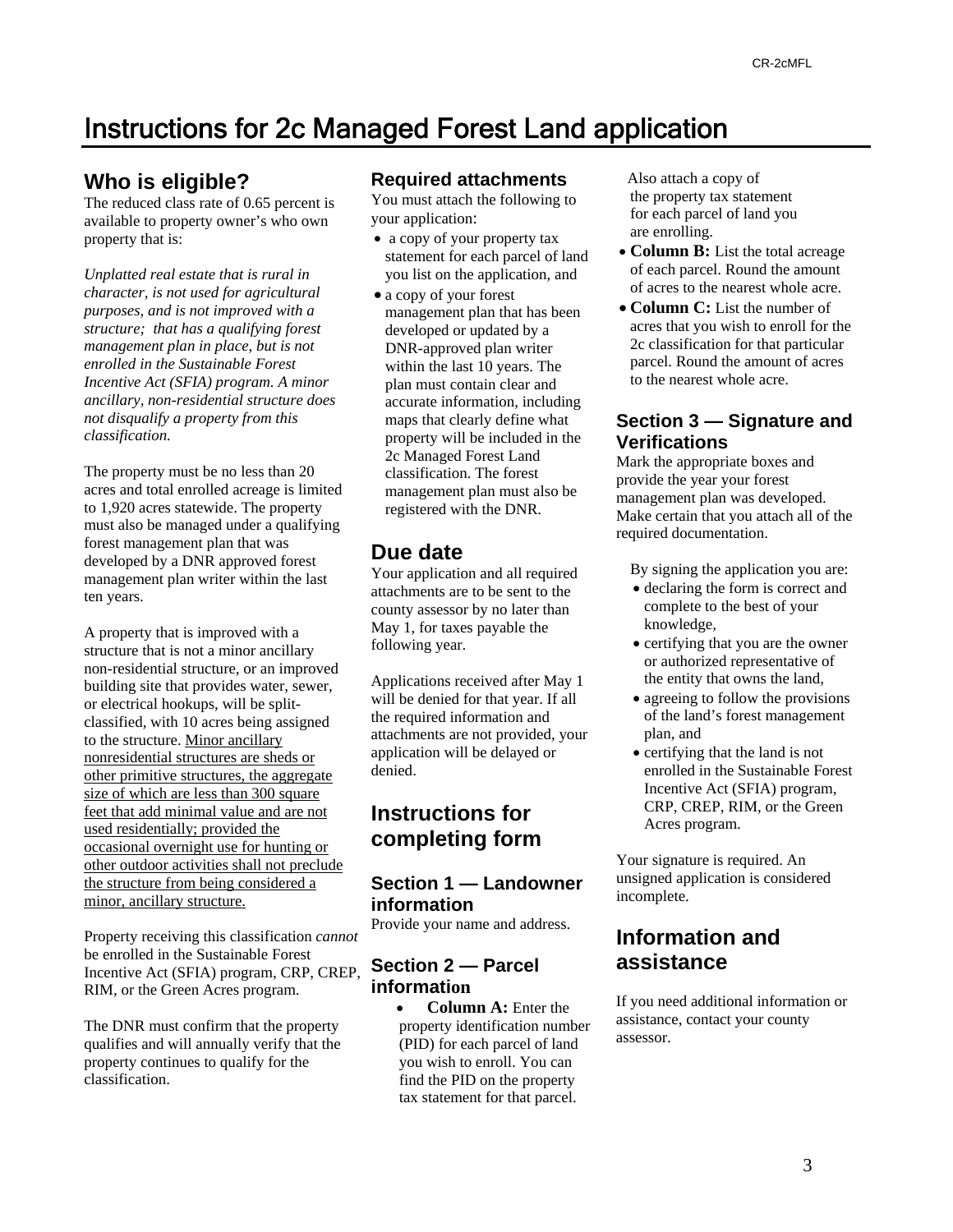# Instructions for 2c Managed Forest Land application

## Who is eligible?

The reduced class rate of 0.65 percent is available to property owner's who own property that is:

*Unplatted real estate that is rural in character, is not used for agricultural purposes, and is not improved with a structure; that has a qualifying forest management plan in place, but is not enrolled in the Sustainable Forest Incentive Act (SFIA) program. A minor ancillary, non-residential structure does not disqualify a property from this classification.*

The property must be no less than 20 acres and total enrolled acreage is limited to 1,920 acres statewide. The property must also be managed under a qualifying forest management plan that was developed by a DNR approved forest management plan writer within the last ten years.

A property that is improved with a structure that is not a minor ancillary non-residential structure, or an improved building site that provides water, sewer, or electrical hookups, will be split-classified, with 10 acres being assigned to the structure. Minor ancillary nonresidential structures are sheds or other primitive structures, the aggregate size of which are less than 300 square feet that add minimal value and are not used residentially; provided the occasional overnight use for hunting or other outdoor activities shall not preclude the structure from being considered a minor, ancillary structure.

Property receiving this classification *cannot* be enrolled in the Sustainable Forest Incentive Act (SFIA) program, CRP, CREP, RIM, or the Green Acres program.

The DNR must confirm that the property qualifies and will annually verify that the property continues to qualify for the classification.

### Required attachments

You must attach the following to your application:

- a copy of your property tax statement for each parcel of land you list on the application, and
- a copy of your forest management plan that has been developed or updated by a DNR-approved plan writer within the last 10 years. The plan must contain clear and accurate information, including maps that clearly define what property will be included in the 2c Managed Forest Land classification. The forest management plan must also be registered with the DNR.

## Due date

Your application and all required attachments are to be sent to the county assessor by no later than May 1, for taxes payable the following year.

Applications received after May 1 will be denied for that year. If all the required information and attachments are not provided, your application will be delayed or denied.

## Instructions for completing form

### Section 1 — Landowner information

Provide your name and address.

### Section 2 — Parcel information

- **Column A:** Enter the property identification number (PID) for each parcel of land you wish to enroll. You can find the PID on the property tax statement for that parcel.

  Also attach a copy of the property tax statement for each parcel of land you are enrolling.
- **Column B:** List the total acreage of each parcel. Round the amount of acres to the nearest whole acre.
- **Column C:** List the number of acres that you wish to enroll for the 2c classification for that particular parcel. Round the amount of acres to the nearest whole acre.

### Section 3 — Signature and Verifications

Mark the appropriate boxes and provide the year your forest management plan was developed. Make certain that you attach all of the required documentation.

By signing the application you are:

- declaring the form is correct and complete to the best of your knowledge,
- certifying that you are the owner or authorized representative of the entity that owns the land,
- agreeing to follow the provisions of the land's forest management plan, and
- certifying that the land is not enrolled in the Sustainable Forest Incentive Act (SFIA) program, CRP, CREP, RIM, or the Green Acres program.

Your signature is required. An unsigned application is considered incomplete.

## Information and assistance

If you need additional information or assistance, contact your county assessor.